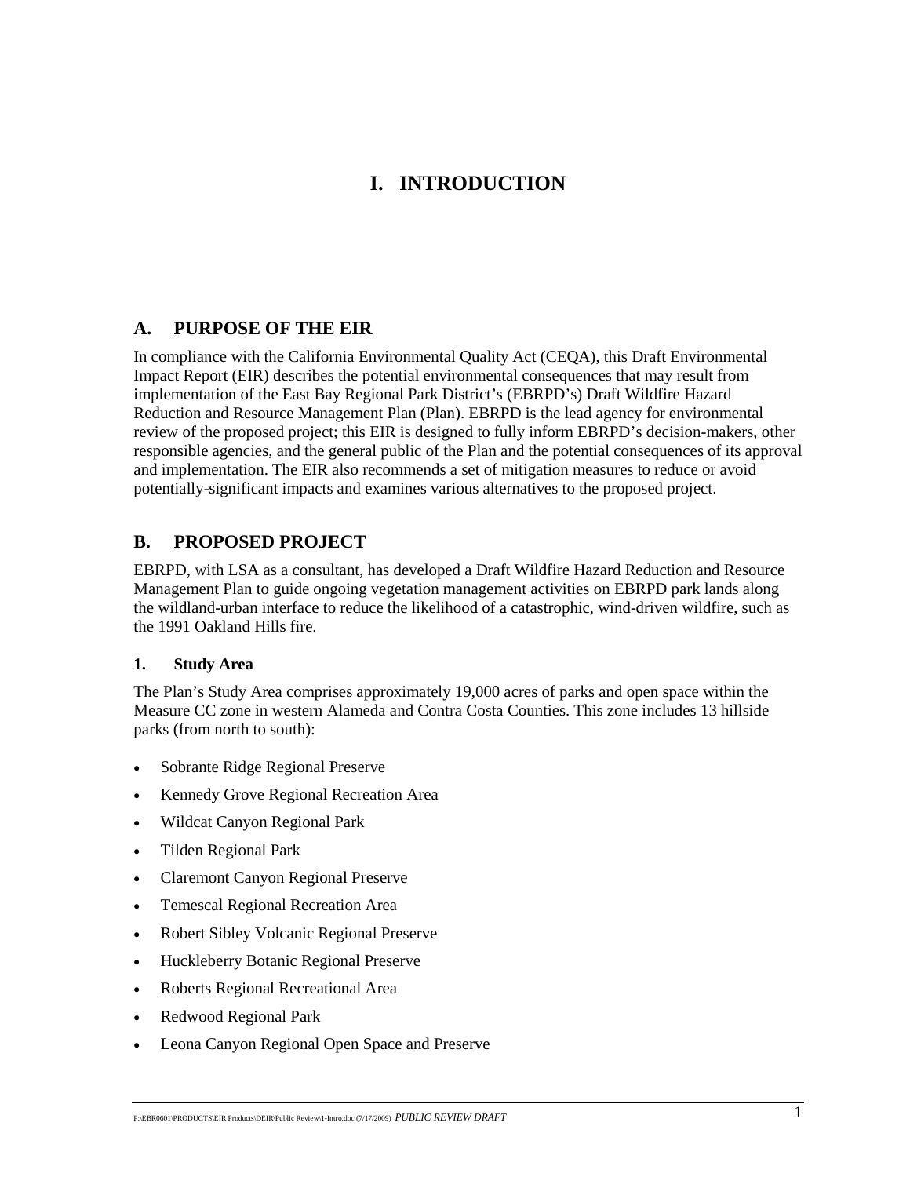# I. INTRODUCTION

## A. PURPOSE OF THE EIR

In compliance with the California Environmental Quality Act (CEQA), this Draft Environmental Impact Report (EIR) describes the potential environmental consequences that may result from implementation of the East Bay Regional Park District's (EBRPD's) Draft Wildfire Hazard Reduction and Resource Management Plan (Plan). EBRPD is the lead agency for environmental review of the proposed project; this EIR is designed to fully inform EBRPD's decision-makers, other responsible agencies, and the general public of the Plan and the potential consequences of its approval and implementation. The EIR also recommends a set of mitigation measures to reduce or avoid potentially-significant impacts and examines various alternatives to the proposed project.

## B. PROPOSED PROJECT

EBRPD, with LSA as a consultant, has developed a Draft Wildfire Hazard Reduction and Resource Management Plan to guide ongoing vegetation management activities on EBRPD park lands along the wildland-urban interface to reduce the likelihood of a catastrophic, wind-driven wildfire, such as the 1991 Oakland Hills fire.

### 1. Study Area

The Plan's Study Area comprises approximately 19,000 acres of parks and open space within the Measure CC zone in western Alameda and Contra Costa Counties. This zone includes 13 hillside parks (from north to south):

- Sobrante Ridge Regional Preserve
- Kennedy Grove Regional Recreation Area
- Wildcat Canyon Regional Park
- Tilden Regional Park
- Claremont Canyon Regional Preserve
- Temescal Regional Recreation Area
- Robert Sibley Volcanic Regional Preserve
- Huckleberry Botanic Regional Preserve
- Roberts Regional Recreational Area
- Redwood Regional Park
- Leona Canyon Regional Open Space and Preserve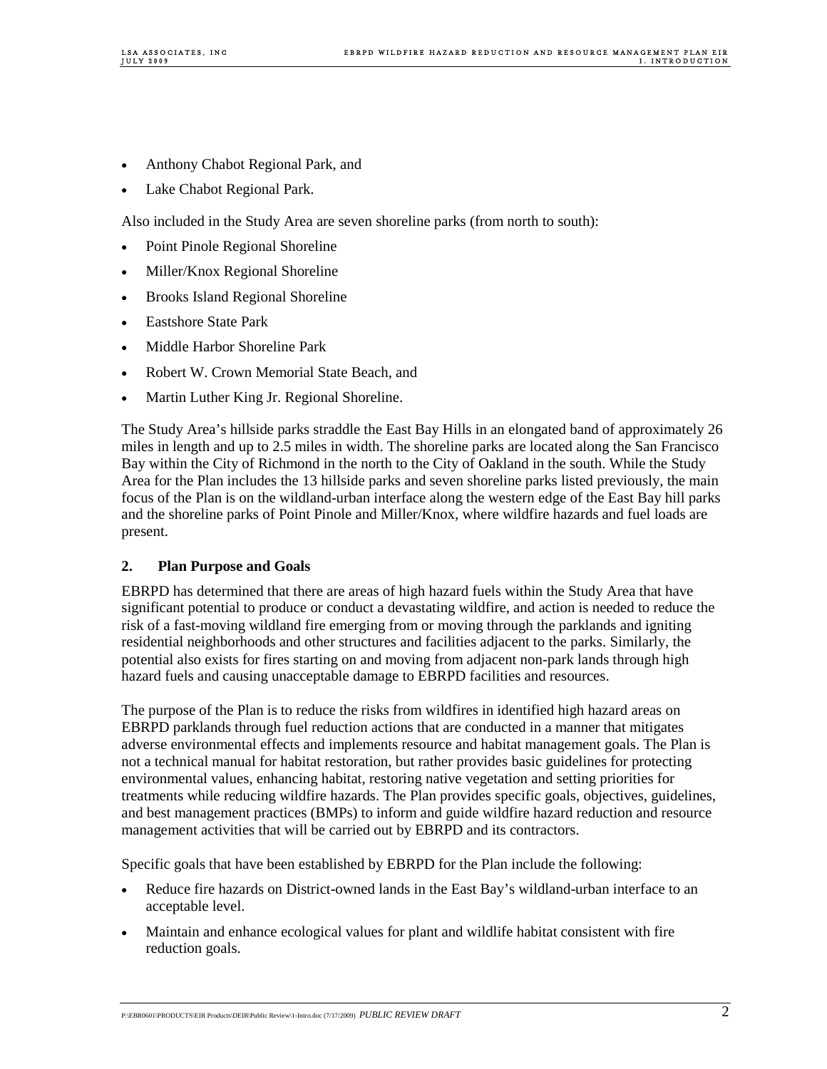- Anthony Chabot Regional Park, and
- Lake Chabot Regional Park.

Also included in the Study Area are seven shoreline parks (from north to south):

- Point Pinole Regional Shoreline
- Miller/Knox Regional Shoreline
- Brooks Island Regional Shoreline
- Eastshore State Park
- Middle Harbor Shoreline Park
- Robert W. Crown Memorial State Beach, and
- Martin Luther King Jr. Regional Shoreline.

The Study Area's hillside parks straddle the East Bay Hills in an elongated band of approximately 26 miles in length and up to 2.5 miles in width. The shoreline parks are located along the San Francisco Bay within the City of Richmond in the north to the City of Oakland in the south. While the Study Area for the Plan includes the 13 hillside parks and seven shoreline parks listed previously, the main focus of the Plan is on the wildland-urban interface along the western edge of the East Bay hill parks and the shoreline parks of Point Pinole and Miller/Knox, where wildfire hazards and fuel loads are present.

### 2. Plan Purpose and Goals

EBRPD has determined that there are areas of high hazard fuels within the Study Area that have significant potential to produce or conduct a devastating wildfire, and action is needed to reduce the risk of a fast-moving wildland fire emerging from or moving through the parklands and igniting residential neighborhoods and other structures and facilities adjacent to the parks. Similarly, the potential also exists for fires starting on and moving from adjacent non-park lands through high hazard fuels and causing unacceptable damage to EBRPD facilities and resources.

The purpose of the Plan is to reduce the risks from wildfires in identified high hazard areas on EBRPD parklands through fuel reduction actions that are conducted in a manner that mitigates adverse environmental effects and implements resource and habitat management goals. The Plan is not a technical manual for habitat restoration, but rather provides basic guidelines for protecting environmental values, enhancing habitat, restoring native vegetation and setting priorities for treatments while reducing wildfire hazards. The Plan provides specific goals, objectives, guidelines, and best management practices (BMPs) to inform and guide wildfire hazard reduction and resource management activities that will be carried out by EBRPD and its contractors.

Specific goals that have been established by EBRPD for the Plan include the following:

- Reduce fire hazards on District-owned lands in the East Bay's wildland-urban interface to an acceptable level.
- Maintain and enhance ecological values for plant and wildlife habitat consistent with fire reduction goals.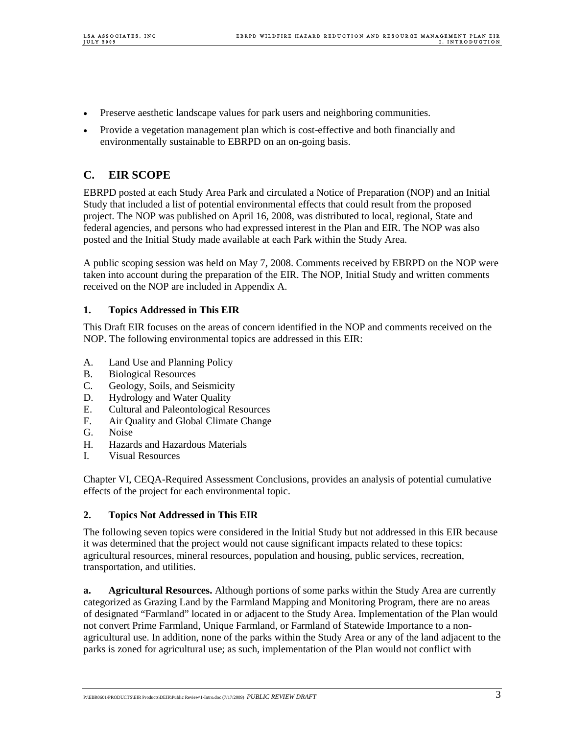- Preserve aesthetic landscape values for park users and neighboring communities.
- Provide a vegetation management plan which is cost-effective and both financially and environmentally sustainable to EBRPD on an on-going basis.

## C. EIR SCOPE

EBRPD posted at each Study Area Park and circulated a Notice of Preparation (NOP) and an Initial Study that included a list of potential environmental effects that could result from the proposed project. The NOP was published on April 16, 2008, was distributed to local, regional, State and federal agencies, and persons who had expressed interest in the Plan and EIR. The NOP was also posted and the Initial Study made available at each Park within the Study Area.

A public scoping session was held on May 7, 2008. Comments received by EBRPD on the NOP were taken into account during the preparation of the EIR. The NOP, Initial Study and written comments received on the NOP are included in Appendix A.

### 1. Topics Addressed in This EIR

This Draft EIR focuses on the areas of concern identified in the NOP and comments received on the NOP. The following environmental topics are addressed in this EIR:

A. Land Use and Planning Policy
B. Biological Resources
C. Geology, Soils, and Seismicity
D. Hydrology and Water Quality
E. Cultural and Paleontological Resources
F. Air Quality and Global Climate Change
G. Noise
H. Hazards and Hazardous Materials
I. Visual Resources

Chapter VI, CEQA-Required Assessment Conclusions, provides an analysis of potential cumulative effects of the project for each environmental topic.

### 2. Topics Not Addressed in This EIR

The following seven topics were considered in the Initial Study but not addressed in this EIR because it was determined that the project would not cause significant impacts related to these topics: agricultural resources, mineral resources, population and housing, public services, recreation, transportation, and utilities.

**a. Agricultural Resources.** Although portions of some parks within the Study Area are currently categorized as Grazing Land by the Farmland Mapping and Monitoring Program, there are no areas of designated "Farmland" located in or adjacent to the Study Area. Implementation of the Plan would not convert Prime Farmland, Unique Farmland, or Farmland of Statewide Importance to a non-agricultural use. In addition, none of the parks within the Study Area or any of the land adjacent to the parks is zoned for agricultural use; as such, implementation of the Plan would not conflict with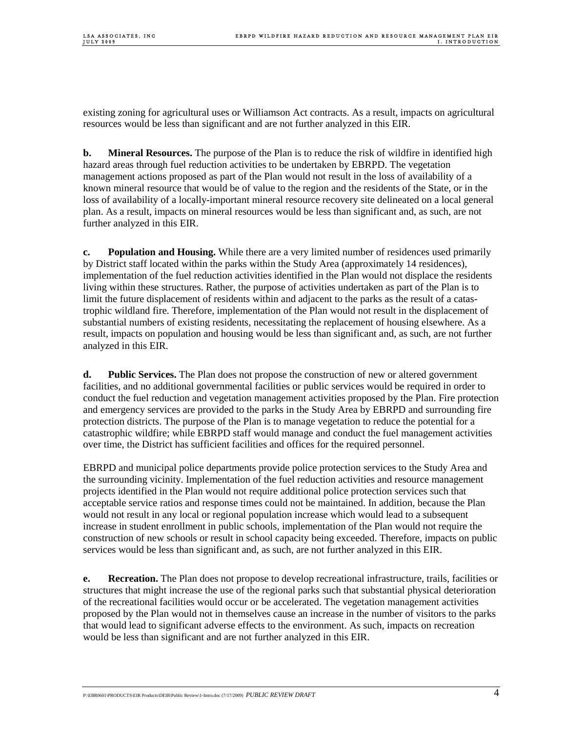existing zoning for agricultural uses or Williamson Act contracts. As a result, impacts on agricultural resources would be less than significant and are not further analyzed in this EIR.

**b. Mineral Resources.** The purpose of the Plan is to reduce the risk of wildfire in identified high hazard areas through fuel reduction activities to be undertaken by EBRPD. The vegetation management actions proposed as part of the Plan would not result in the loss of availability of a known mineral resource that would be of value to the region and the residents of the State, or in the loss of availability of a locally-important mineral resource recovery site delineated on a local general plan. As a result, impacts on mineral resources would be less than significant and, as such, are not further analyzed in this EIR.

**c. Population and Housing.** While there are a very limited number of residences used primarily by District staff located within the parks within the Study Area (approximately 14 residences), implementation of the fuel reduction activities identified in the Plan would not displace the residents living within these structures. Rather, the purpose of activities undertaken as part of the Plan is to limit the future displacement of residents within and adjacent to the parks as the result of a catastrophic wildland fire. Therefore, implementation of the Plan would not result in the displacement of substantial numbers of existing residents, necessitating the replacement of housing elsewhere. As a result, impacts on population and housing would be less than significant and, as such, are not further analyzed in this EIR.

**d. Public Services.** The Plan does not propose the construction of new or altered government facilities, and no additional governmental facilities or public services would be required in order to conduct the fuel reduction and vegetation management activities proposed by the Plan. Fire protection and emergency services are provided to the parks in the Study Area by EBRPD and surrounding fire protection districts. The purpose of the Plan is to manage vegetation to reduce the potential for a catastrophic wildfire; while EBRPD staff would manage and conduct the fuel management activities over time, the District has sufficient facilities and offices for the required personnel.

EBRPD and municipal police departments provide police protection services to the Study Area and the surrounding vicinity. Implementation of the fuel reduction activities and resource management projects identified in the Plan would not require additional police protection services such that acceptable service ratios and response times could not be maintained. In addition, because the Plan would not result in any local or regional population increase which would lead to a subsequent increase in student enrollment in public schools, implementation of the Plan would not require the construction of new schools or result in school capacity being exceeded. Therefore, impacts on public services would be less than significant and, as such, are not further analyzed in this EIR.

**e. Recreation.** The Plan does not propose to develop recreational infrastructure, trails, facilities or structures that might increase the use of the regional parks such that substantial physical deterioration of the recreational facilities would occur or be accelerated. The vegetation management activities proposed by the Plan would not in themselves cause an increase in the number of visitors to the parks that would lead to significant adverse effects to the environment. As such, impacts on recreation would be less than significant and are not further analyzed in this EIR.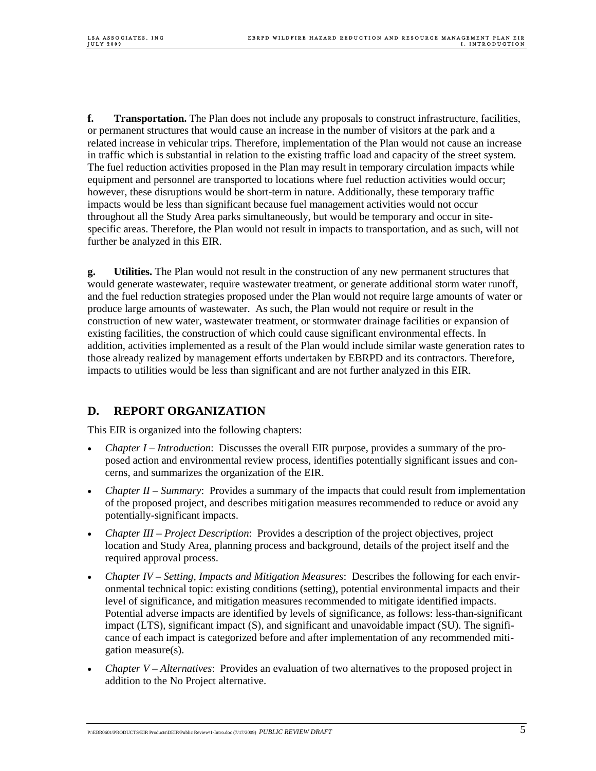**f. Transportation.** The Plan does not include any proposals to construct infrastructure, facilities, or permanent structures that would cause an increase in the number of visitors at the park and a related increase in vehicular trips. Therefore, implementation of the Plan would not cause an increase in traffic which is substantial in relation to the existing traffic load and capacity of the street system. The fuel reduction activities proposed in the Plan may result in temporary circulation impacts while equipment and personnel are transported to locations where fuel reduction activities would occur; however, these disruptions would be short-term in nature. Additionally, these temporary traffic impacts would be less than significant because fuel management activities would not occur throughout all the Study Area parks simultaneously, but would be temporary and occur in site-specific areas. Therefore, the Plan would not result in impacts to transportation, and as such, will not further be analyzed in this EIR.

**g. Utilities.** The Plan would not result in the construction of any new permanent structures that would generate wastewater, require wastewater treatment, or generate additional storm water runoff, and the fuel reduction strategies proposed under the Plan would not require large amounts of water or produce large amounts of wastewater. As such, the Plan would not require or result in the construction of new water, wastewater treatment, or stormwater drainage facilities or expansion of existing facilities, the construction of which could cause significant environmental effects. In addition, activities implemented as a result of the Plan would include similar waste generation rates to those already realized by management efforts undertaken by EBRPD and its contractors. Therefore, impacts to utilities would be less than significant and are not further analyzed in this EIR.

## D. REPORT ORGANIZATION

This EIR is organized into the following chapters:

- *Chapter I – Introduction*: Discusses the overall EIR purpose, provides a summary of the proposed action and environmental review process, identifies potentially significant issues and concerns, and summarizes the organization of the EIR.
- *Chapter II – Summary*: Provides a summary of the impacts that could result from implementation of the proposed project, and describes mitigation measures recommended to reduce or avoid any potentially-significant impacts.
- *Chapter III – Project Description*: Provides a description of the project objectives, project location and Study Area, planning process and background, details of the project itself and the required approval process.
- *Chapter IV – Setting, Impacts and Mitigation Measures*: Describes the following for each environmental technical topic: existing conditions (setting), potential environmental impacts and their level of significance, and mitigation measures recommended to mitigate identified impacts. Potential adverse impacts are identified by levels of significance, as follows: less-than-significant impact (LTS), significant impact (S), and significant and unavoidable impact (SU). The significance of each impact is categorized before and after implementation of any recommended mitigation measure(s).
- *Chapter V – Alternatives*: Provides an evaluation of two alternatives to the proposed project in addition to the No Project alternative.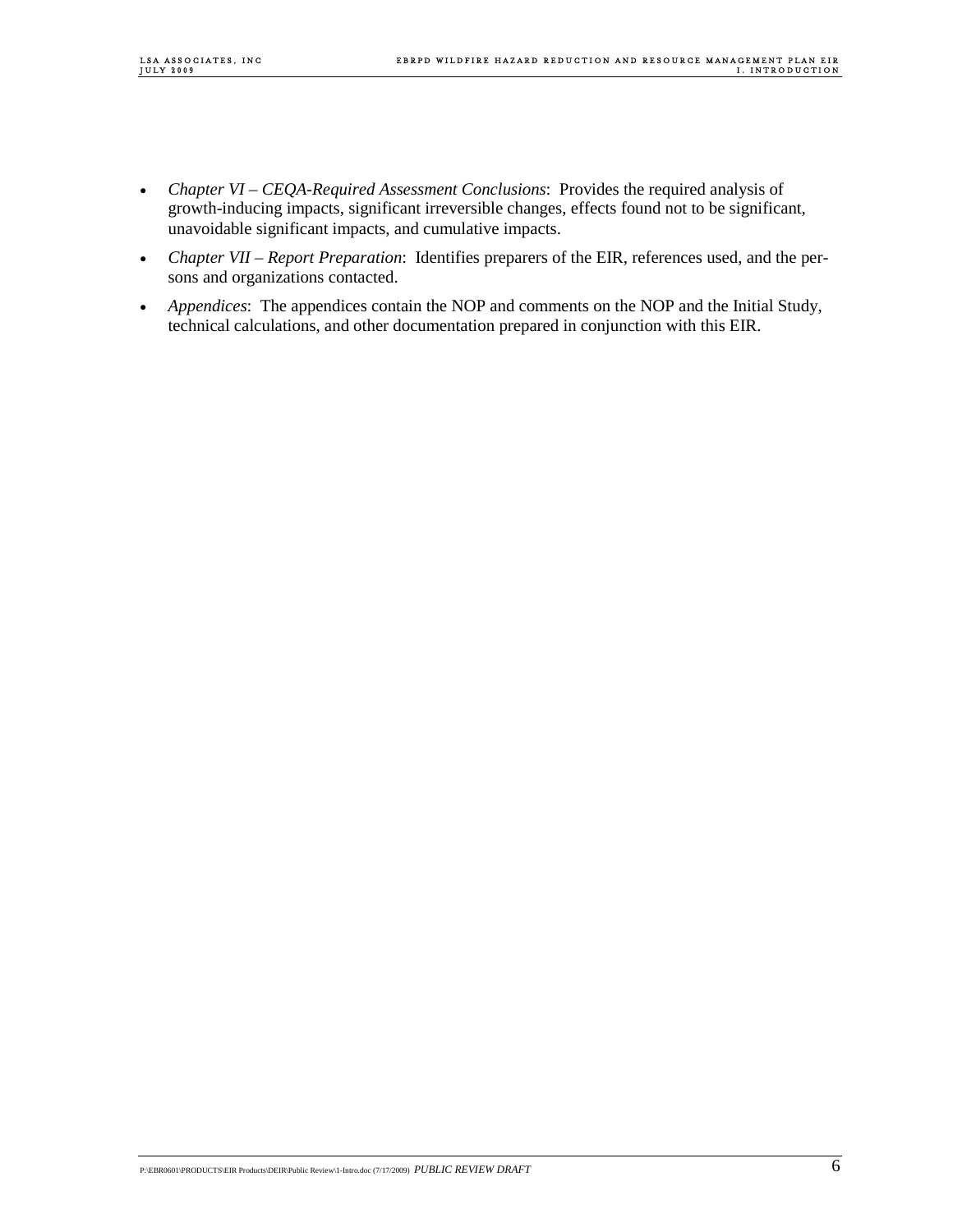- *Chapter VI – CEQA-Required Assessment Conclusions*: Provides the required analysis of growth-inducing impacts, significant irreversible changes, effects found not to be significant, unavoidable significant impacts, and cumulative impacts.
- *Chapter VII – Report Preparation*: Identifies preparers of the EIR, references used, and the persons and organizations contacted.
- *Appendices*: The appendices contain the NOP and comments on the NOP and the Initial Study, technical calculations, and other documentation prepared in conjunction with this EIR.